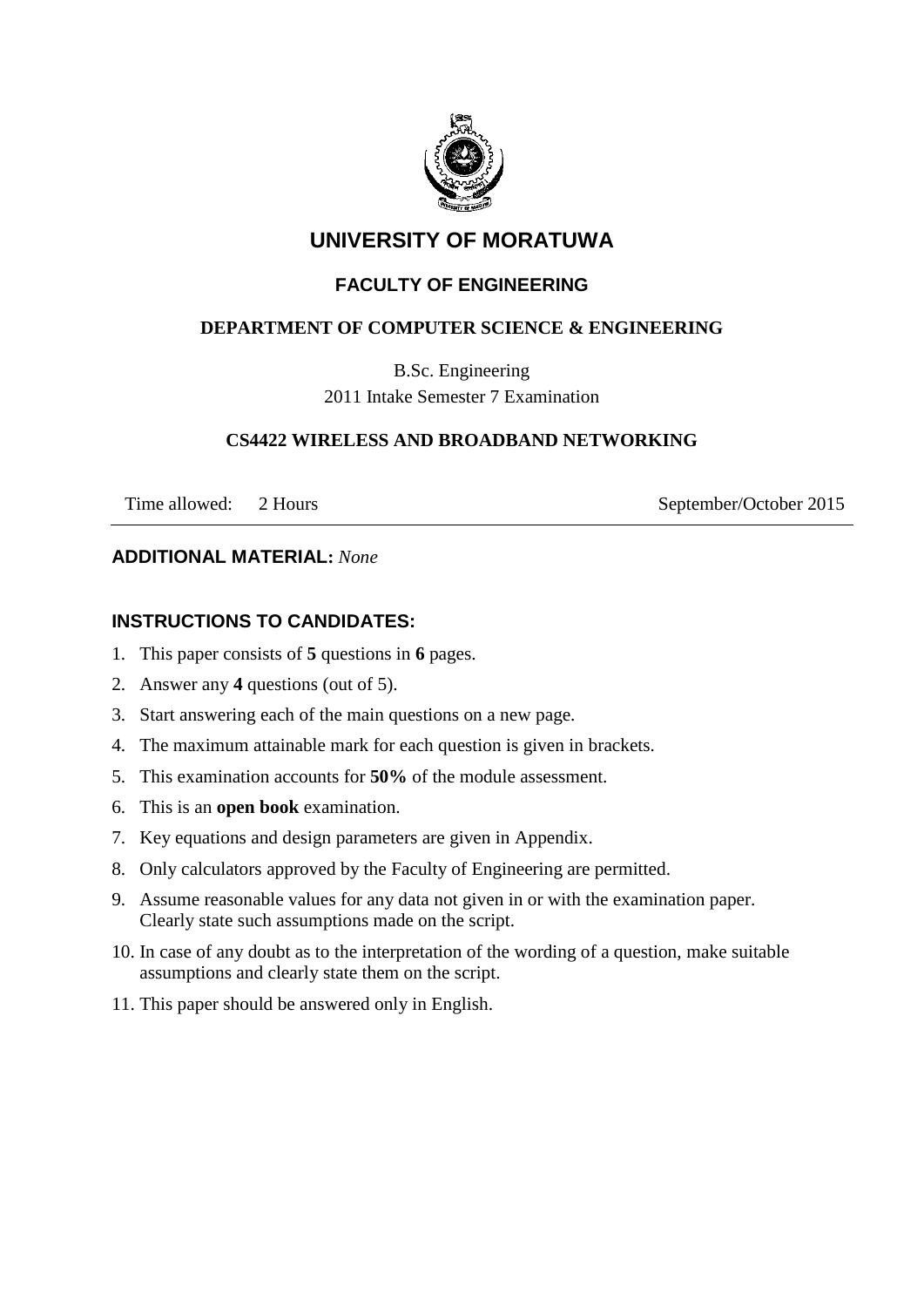# UNIVERSITY OF MORATUWA

## FACULTY OF ENGINEERING

### DEPARTMENT OF COMPUTER SCIENCE & ENGINEERING

B.Sc. Engineering
2011 Intake Semester 7 Examination

### CS4422 WIRELESS AND BROADBAND NETWORKING

Time allowed: 2 Hours September/October 2015

---

**ADDITIONAL MATERIAL:** *None*

**INSTRUCTIONS TO CANDIDATES:**

1. This paper consists of **5** questions in **6** pages.
2. Answer any **4** questions (out of 5).
3. Start answering each of the main questions on a new page.
4. The maximum attainable mark for each question is given in brackets.
5. This examination accounts for **50%** of the module assessment.
6. This is an **open book** examination.
7. Key equations and design parameters are given in Appendix.
8. Only calculators approved by the Faculty of Engineering are permitted.
9. Assume reasonable values for any data not given in or with the examination paper. Clearly state such assumptions made on the script.
10. In case of any doubt as to the interpretation of the wording of a question, make suitable assumptions and clearly state them on the script.
11. This paper should be answered only in English.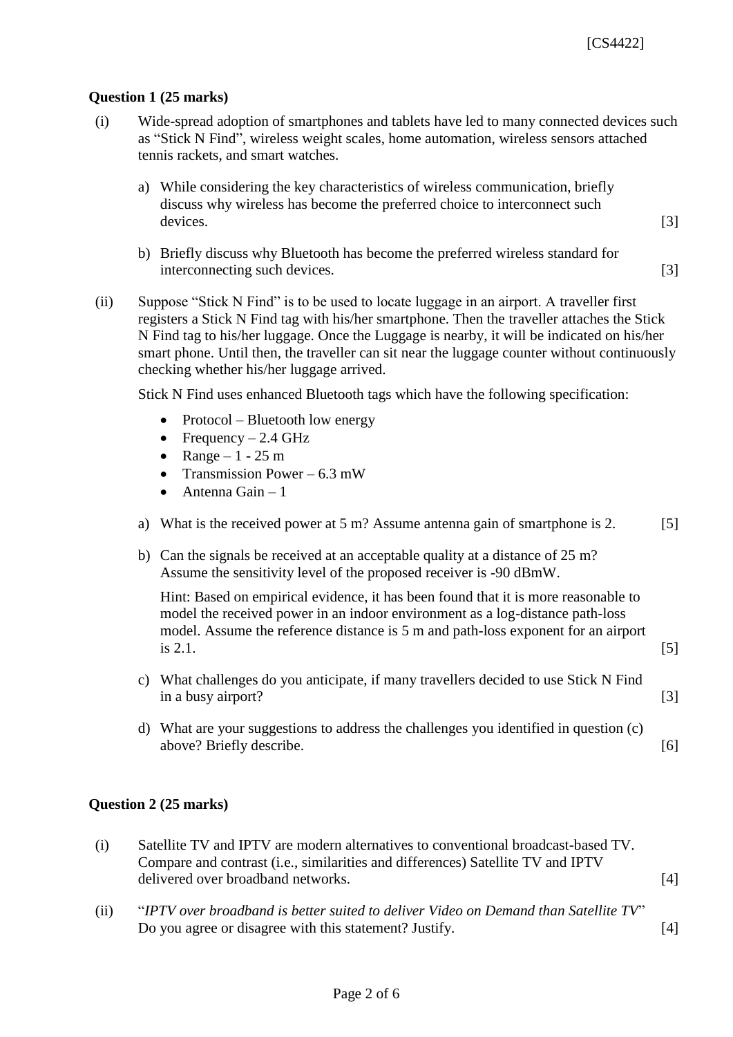**Question 1 (25 marks)**

(i) Wide-spread adoption of smartphones and tablets have led to many connected devices such as "Stick N Find", wireless weight scales, home automation, wireless sensors attached tennis rackets, and smart watches.

a) While considering the key characteristics of wireless communication, briefly discuss why wireless has become the preferred choice to interconnect such devices. [3]

b) Briefly discuss why Bluetooth has become the preferred wireless standard for interconnecting such devices. [3]

(ii) Suppose "Stick N Find" is to be used to locate luggage in an airport. A traveller first registers a Stick N Find tag with his/her smartphone. Then the traveller attaches the Stick N Find tag to his/her luggage. Once the Luggage is nearby, it will be indicated on his/her smart phone. Until then, the traveller can sit near the luggage counter without continuously checking whether his/her luggage arrived.

Stick N Find uses enhanced Bluetooth tags which have the following specification:

- Protocol – Bluetooth low energy
- Frequency – 2.4 GHz
- Range – 1 - 25 m
- Transmission Power – 6.3 mW
- Antenna Gain – 1

a) What is the received power at 5 m? Assume antenna gain of smartphone is 2. [5]

b) Can the signals be received at an acceptable quality at a distance of 25 m? Assume the sensitivity level of the proposed receiver is -90 dBmW.

Hint: Based on empirical evidence, it has been found that it is more reasonable to model the received power in an indoor environment as a log-distance path-loss model. Assume the reference distance is 5 m and path-loss exponent for an airport is 2.1. [5]

c) What challenges do you anticipate, if many travellers decided to use Stick N Find in a busy airport? [3]

d) What are your suggestions to address the challenges you identified in question (c) above? Briefly describe. [6]

**Question 2 (25 marks)**

(i) Satellite TV and IPTV are modern alternatives to conventional broadcast-based TV. Compare and contrast (i.e., similarities and differences) Satellite TV and IPTV delivered over broadband networks. [4]

(ii) "*IPTV over broadband is better suited to deliver Video on Demand than Satellite TV*" Do you agree or disagree with this statement? Justify. [4]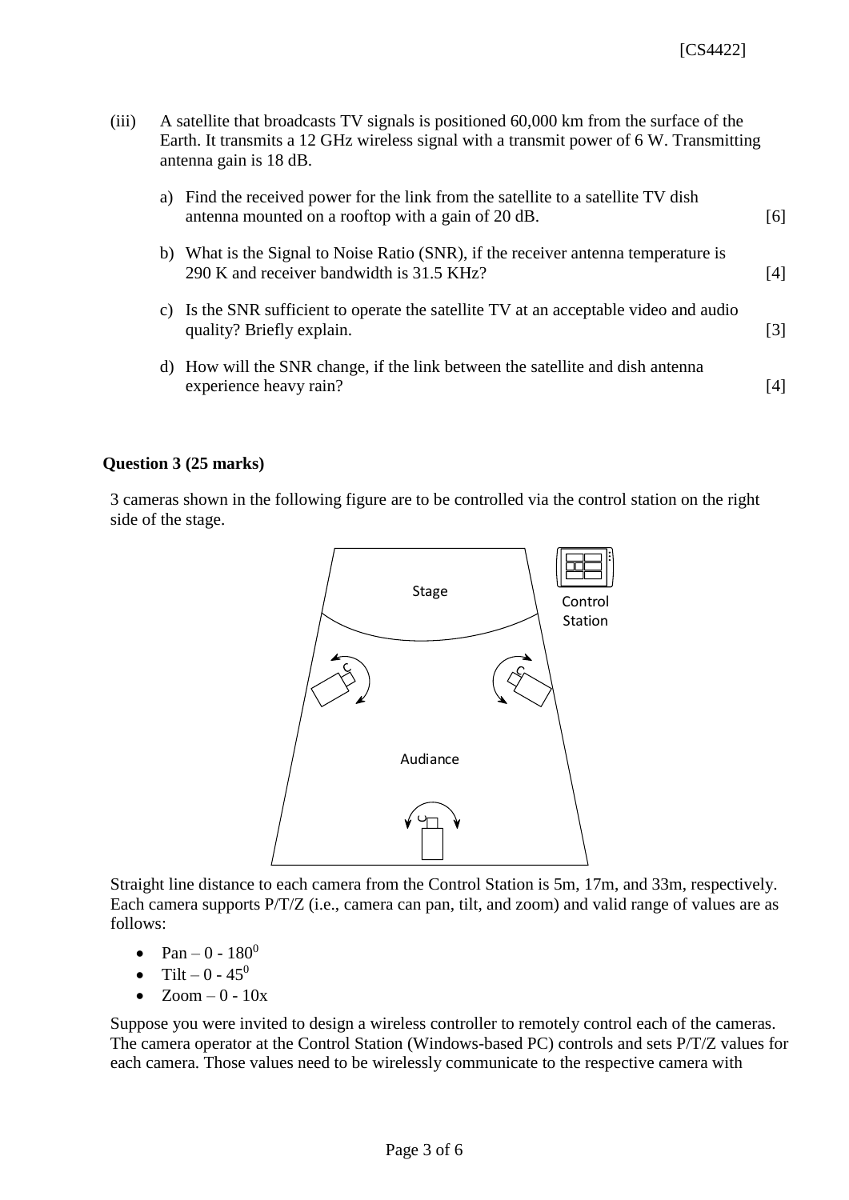(iii) A satellite that broadcasts TV signals is positioned 60,000 km from the surface of the Earth. It transmits a 12 GHz wireless signal with a transmit power of 6 W. Transmitting antenna gain is 18 dB.

a) Find the received power for the link from the satellite to a satellite TV dish antenna mounted on a rooftop with a gain of 20 dB. [6]

b) What is the Signal to Noise Ratio (SNR), if the receiver antenna temperature is 290 K and receiver bandwidth is 31.5 KHz? [4]

c) Is the SNR sufficient to operate the satellite TV at an acceptable video and audio quality? Briefly explain. [3]

d) How will the SNR change, if the link between the satellite and dish antenna experience heavy rain? [4]

**Question 3 (25 marks)**

3 cameras shown in the following figure are to be controlled via the control station on the right side of the stage.

Stage

Control Station

Audiance

Straight line distance to each camera from the Control Station is 5m, 17m, and 33m, respectively. Each camera supports P/T/Z (i.e., camera can pan, tilt, and zoom) and valid range of values are as follows:

- Pan – 0 - $180^0$
- Tilt – 0 - $45^0$
- Zoom – 0 - 10x

Suppose you were invited to design a wireless controller to remotely control each of the cameras. The camera operator at the Control Station (Windows-based PC) controls and sets P/T/Z values for each camera. Those values need to be wirelessly communicate to the respective camera with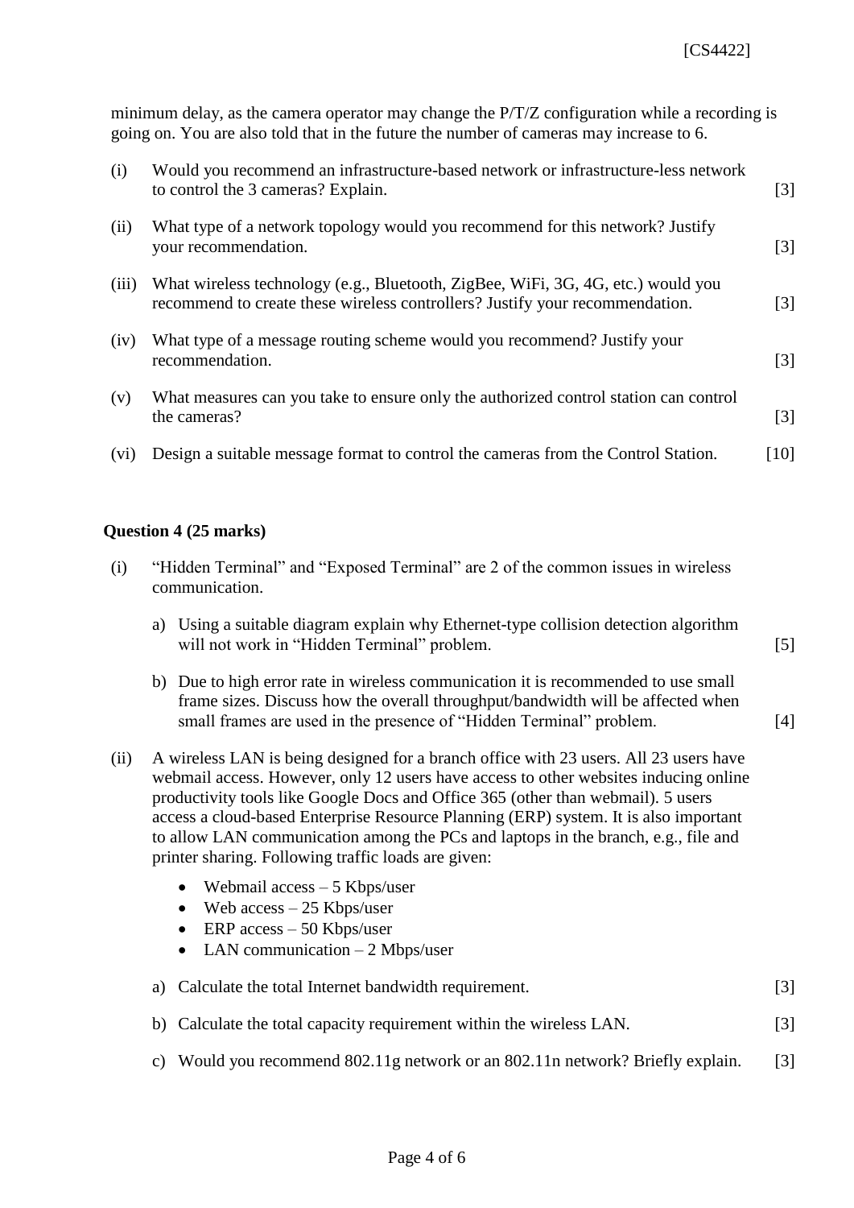minimum delay, as the camera operator may change the P/T/Z configuration while a recording is going on. You are also told that in the future the number of cameras may increase to 6.

(i) Would you recommend an infrastructure-based network or infrastructure-less network to control the 3 cameras? Explain. [3]

(ii) What type of a network topology would you recommend for this network? Justify your recommendation. [3]

(iii) What wireless technology (e.g., Bluetooth, ZigBee, WiFi, 3G, 4G, etc.) would you recommend to create these wireless controllers? Justify your recommendation. [3]

(iv) What type of a message routing scheme would you recommend? Justify your recommendation. [3]

(v) What measures can you take to ensure only the authorized control station can control the cameras? [3]

(vi) Design a suitable message format to control the cameras from the Control Station. [10]

**Question 4 (25 marks)**

(i) "Hidden Terminal" and "Exposed Terminal" are 2 of the common issues in wireless communication.

a) Using a suitable diagram explain why Ethernet-type collision detection algorithm will not work in "Hidden Terminal" problem. [5]

b) Due to high error rate in wireless communication it is recommended to use small frame sizes. Discuss how the overall throughput/bandwidth will be affected when small frames are used in the presence of "Hidden Terminal" problem. [4]

(ii) A wireless LAN is being designed for a branch office with 23 users. All 23 users have webmail access. However, only 12 users have access to other websites inducing online productivity tools like Google Docs and Office 365 (other than webmail). 5 users access a cloud-based Enterprise Resource Planning (ERP) system. It is also important to allow LAN communication among the PCs and laptops in the branch, e.g., file and printer sharing. Following traffic loads are given:

- Webmail access – 5 Kbps/user
- Web access – 25 Kbps/user
- ERP access – 50 Kbps/user
- LAN communication – 2 Mbps/user

a) Calculate the total Internet bandwidth requirement. [3]

b) Calculate the total capacity requirement within the wireless LAN. [3]

c) Would you recommend 802.11g network or an 802.11n network? Briefly explain. [3]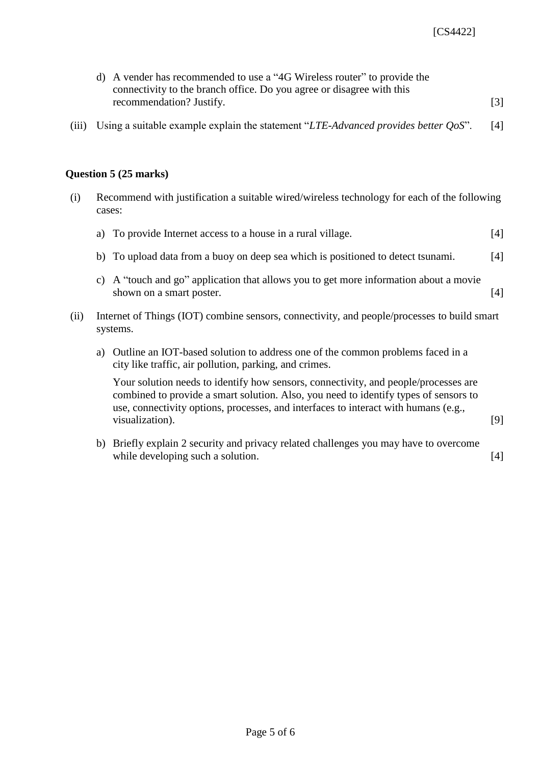d) A vender has recommended to use a “4G Wireless router” to provide the connectivity to the branch office. Do you agree or disagree with this recommendation? Justify. [3]

(iii) Using a suitable example explain the statement “*LTE-Advanced provides better QoS*”. [4]

**Question 5 (25 marks)**

(i) Recommend with justification a suitable wired/wireless technology for each of the following cases:

a) To provide Internet access to a house in a rural village. [4]

b) To upload data from a buoy on deep sea which is positioned to detect tsunami. [4]

c) A “touch and go” application that allows you to get more information about a movie shown on a smart poster. [4]

(ii) Internet of Things (IOT) combine sensors, connectivity, and people/processes to build smart systems.

a) Outline an IOT-based solution to address one of the common problems faced in a city like traffic, air pollution, parking, and crimes.

Your solution needs to identify how sensors, connectivity, and people/processes are combined to provide a smart solution. Also, you need to identify types of sensors to use, connectivity options, processes, and interfaces to interact with humans (e.g., visualization). [9]

b) Briefly explain 2 security and privacy related challenges you may have to overcome while developing such a solution. [4]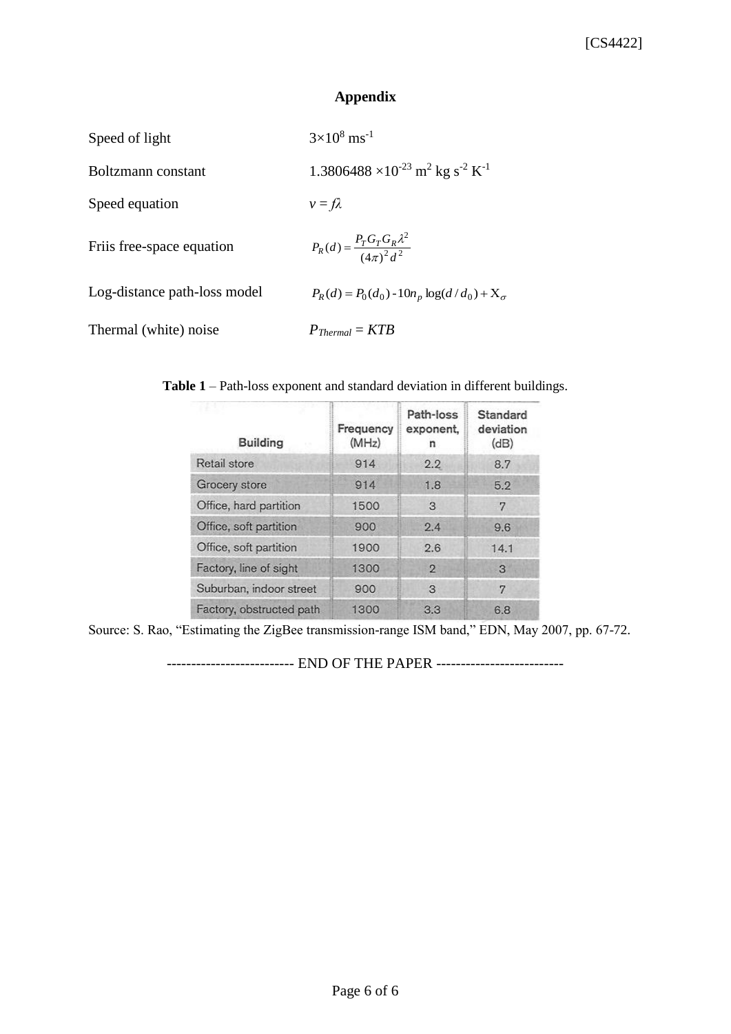# Appendix

| | |
|---|---|
| Speed of light | $3\times10^{8}$ ms$^{-1}$ |
| Boltzmann constant | $1.3806488 \times10^{-23}$ m$^2$ kg s$^{-2}$ K$^{-1}$ |
| Speed equation | $v = f\lambda$ |
| Friis free-space equation | $P_R(d) = \frac{P_T G_T G_R \lambda^2}{(4\pi)^2 d^2}$ |
| Log-distance path-loss model | $P_R(d) = P_0(d_0) - 10n_p \log(d/d_0) + X_\sigma$ |
| Thermal (white) noise | $P_{Thermal} = KTB$ |

**Table 1** – Path-loss exponent and standard deviation in different buildings.

| Building | Frequency (MHz) | Path-loss exponent, n | Standard deviation (dB) |
|---|---|---|---|
| Retail store | 914 | 2.2 | 8.7 |
| Grocery store | 914 | 1.8 | 5.2 |
| Office, hard partition | 1500 | 3 | 7 |
| Office, soft partition | 900 | 2.4 | 9.6 |
| Office, soft partition | 1900 | 2.6 | 14.1 |
| Factory, line of sight | 1300 | 2 | 3 |
| Suburban, indoor street | 900 | 3 | 7 |
| Factory, obstructed path | 1300 | 3.3 | 6.8 |

Source: S. Rao, "Estimating the ZigBee transmission-range ISM band," EDN, May 2007, pp. 67-72.

------------------------- END OF THE PAPER -------------------------